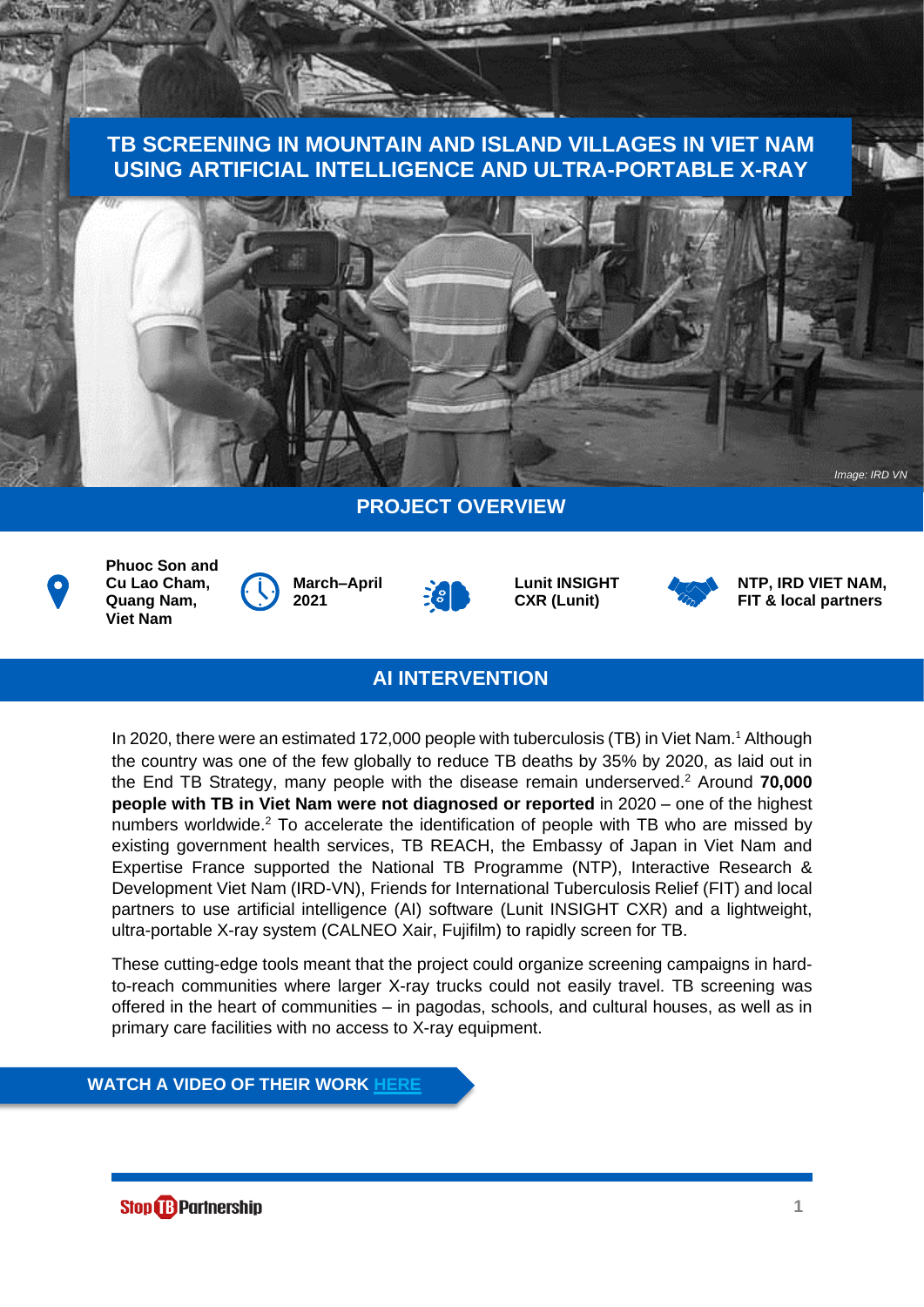# TB SCREENING IN MOUNTAIN AND ISLAND VILLAGES IN VIET NAM USING ARTIFICIAL INTELLIGENCE AND ULTRA-PORTABLE X-RAY

*Image: IRD VN*

## PROJECT OVERVIEW

**Phuoc Son and Cu Lao Cham, Quang Nam, Viet Nam**

**March–April 2021**

**Lunit INSIGHT CXR (Lunit)**

**NTP, IRD VIET NAM, FIT & local partners**

## AI INTERVENTION

In 2020, there were an estimated 172,000 people with tuberculosis (TB) in Viet Nam.[1] Although the country was one of the few globally to reduce TB deaths by 35% by 2020, as laid out in the End TB Strategy, many people with the disease remain underserved.[2] Around **70,000 people with TB in Viet Nam were not diagnosed or reported** in 2020 – one of the highest numbers worldwide.[2] To accelerate the identification of people with TB who are missed by existing government health services, TB REACH, the Embassy of Japan in Viet Nam and Expertise France supported the National TB Programme (NTP), Interactive Research & Development Viet Nam (IRD-VN), Friends for International Tuberculosis Relief (FIT) and local partners to use artificial intelligence (AI) software (Lunit INSIGHT CXR) and a lightweight, ultra-portable X-ray system (CALNEO Xair, Fujifilm) to rapidly screen for TB.

These cutting-edge tools meant that the project could organize screening campaigns in hard-to-reach communities where larger X-ray trucks could not easily travel. TB screening was offered in the heart of communities – in pagodas, schools, and cultural houses, as well as in primary care facilities with no access to X-ray equipment.

**WATCH A VIDEO OF THEIR WORK HERE**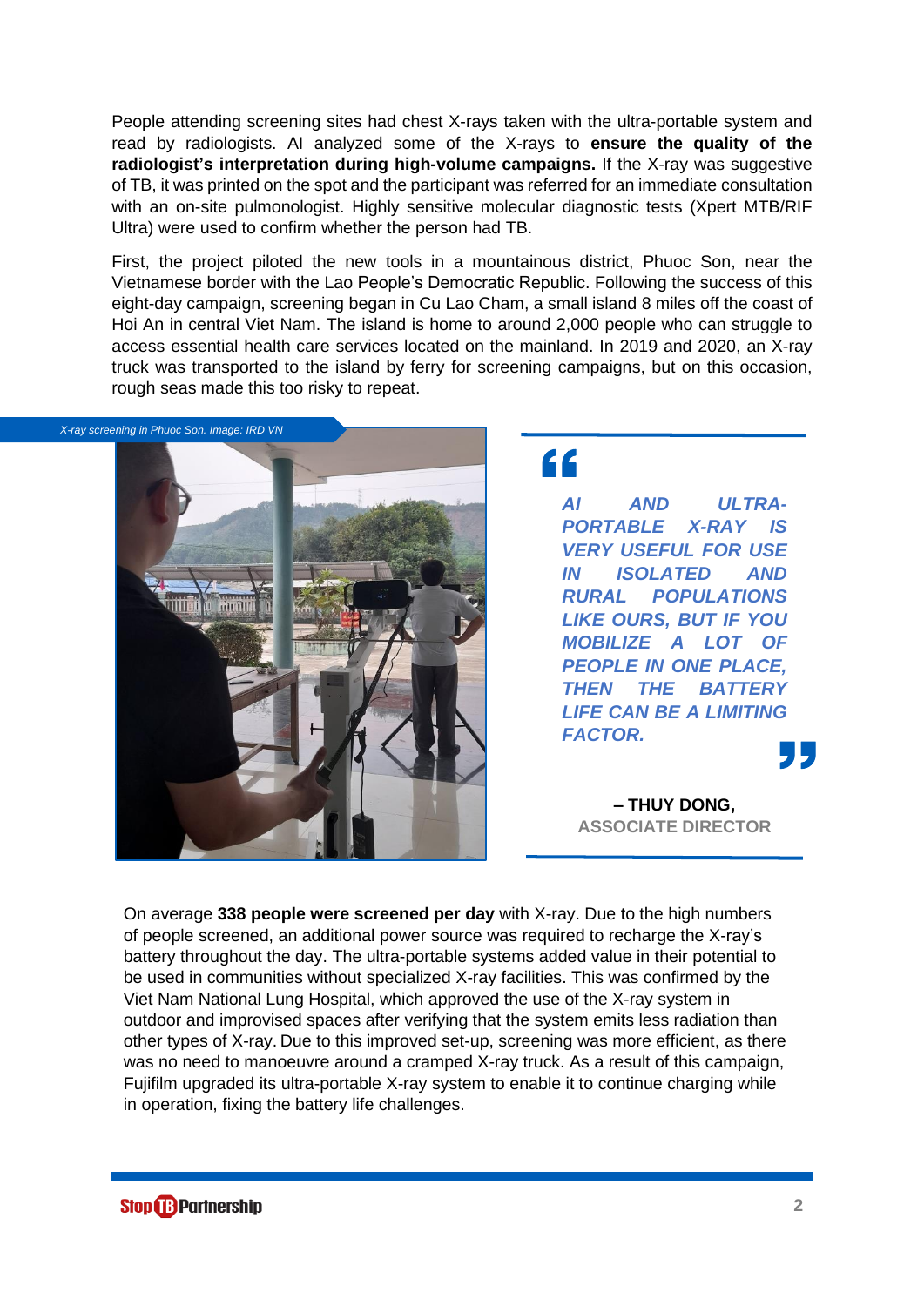People attending screening sites had chest X-rays taken with the ultra-portable system and read by radiologists. AI analyzed some of the X-rays to **ensure the quality of the radiologist's interpretation during high-volume campaigns.** If the X-ray was suggestive of TB, it was printed on the spot and the participant was referred for an immediate consultation with an on-site pulmonologist. Highly sensitive molecular diagnostic tests (Xpert MTB/RIF Ultra) were used to confirm whether the person had TB.

First, the project piloted the new tools in a mountainous district, Phuoc Son, near the Vietnamese border with the Lao People's Democratic Republic. Following the success of this eight-day campaign, screening began in Cu Lao Cham, a small island 8 miles off the coast of Hoi An in central Viet Nam. The island is home to around 2,000 people who can struggle to access essential health care services located on the mainland. In 2019 and 2020, an X-ray truck was transported to the island by ferry for screening campaigns, but on this occasion, rough seas made this too risky to repeat.

*X-ray screening in Phuoc Son. Image: IRD VN*

> ***AI AND ULTRA-PORTABLE X-RAY IS VERY USEFUL FOR USE IN ISOLATED AND RURAL POPULATIONS LIKE OURS, BUT IF YOU MOBILIZE A LOT OF PEOPLE IN ONE PLACE, THEN THE BATTERY LIFE CAN BE A LIMITING FACTOR.***
>
> **– THUY DONG,**
> **ASSOCIATE DIRECTOR**

On average **338 people were screened per day** with X-ray. Due to the high numbers of people screened, an additional power source was required to recharge the X-ray's battery throughout the day. The ultra-portable systems added value in their potential to be used in communities without specialized X-ray facilities. This was confirmed by the Viet Nam National Lung Hospital, which approved the use of the X-ray system in outdoor and improvised spaces after verifying that the system emits less radiation than other types of X-ray. Due to this improved set-up, screening was more efficient, as there was no need to manoeuvre around a cramped X-ray truck. As a result of this campaign, Fujifilm upgraded its ultra-portable X-ray system to enable it to continue charging while in operation, fixing the battery life challenges.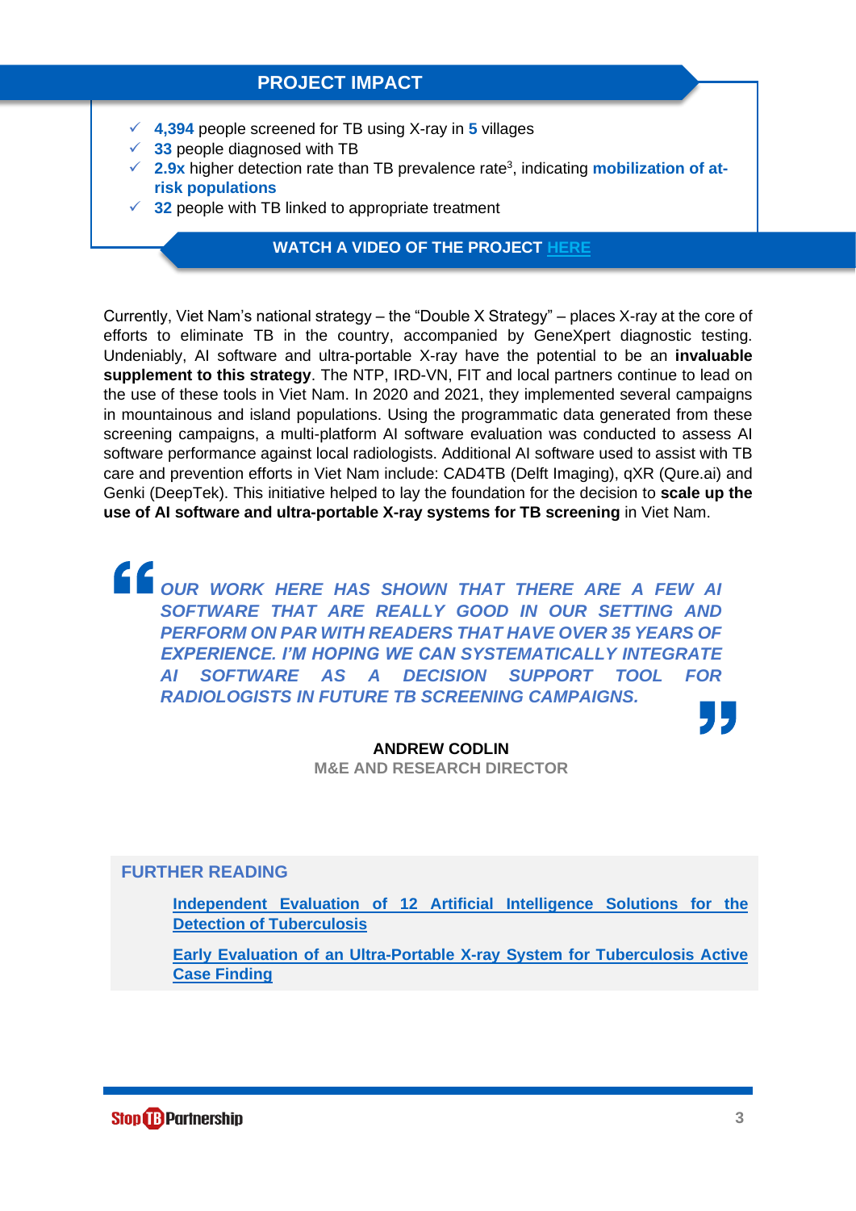## PROJECT IMPACT

- ✓ **4,394** people screened for TB using X-ray in **5** villages
- ✓ **33** people diagnosed with TB
- ✓ **2.9x** higher detection rate than TB prevalence rate[3], indicating **mobilization of at-risk populations**
- ✓ **32** people with TB linked to appropriate treatment

**WATCH A VIDEO OF THE PROJECT HERE**

Currently, Viet Nam's national strategy – the "Double X Strategy" – places X-ray at the core of efforts to eliminate TB in the country, accompanied by GeneXpert diagnostic testing. Undeniably, AI software and ultra-portable X-ray have the potential to be an **invaluable supplement to this strategy**. The NTP, IRD-VN, FIT and local partners continue to lead on the use of these tools in Viet Nam. In 2020 and 2021, they implemented several campaigns in mountainous and island populations. Using the programmatic data generated from these screening campaigns, a multi-platform AI software evaluation was conducted to assess AI software performance against local radiologists. Additional AI software used to assist with TB care and prevention efforts in Viet Nam include: CAD4TB (Delft Imaging), qXR (Qure.ai) and Genki (DeepTek). This initiative helped to lay the foundation for the decision to **scale up the use of AI software and ultra-portable X-ray systems for TB screening** in Viet Nam.

> *"OUR WORK HERE HAS SHOWN THAT THERE ARE A FEW AI SOFTWARE THAT ARE REALLY GOOD IN OUR SETTING AND PERFORM ON PAR WITH READERS THAT HAVE OVER 35 YEARS OF EXPERIENCE. I'M HOPING WE CAN SYSTEMATICALLY INTEGRATE AI SOFTWARE AS A DECISION SUPPORT TOOL FOR RADIOLOGISTS IN FUTURE TB SCREENING CAMPAIGNS."*
>
> **ANDREW CODLIN**
> M&E AND RESEARCH DIRECTOR

### FURTHER READING

- Independent Evaluation of 12 Artificial Intelligence Solutions for the Detection of Tuberculosis
- Early Evaluation of an Ultra-Portable X-ray System for Tuberculosis Active Case Finding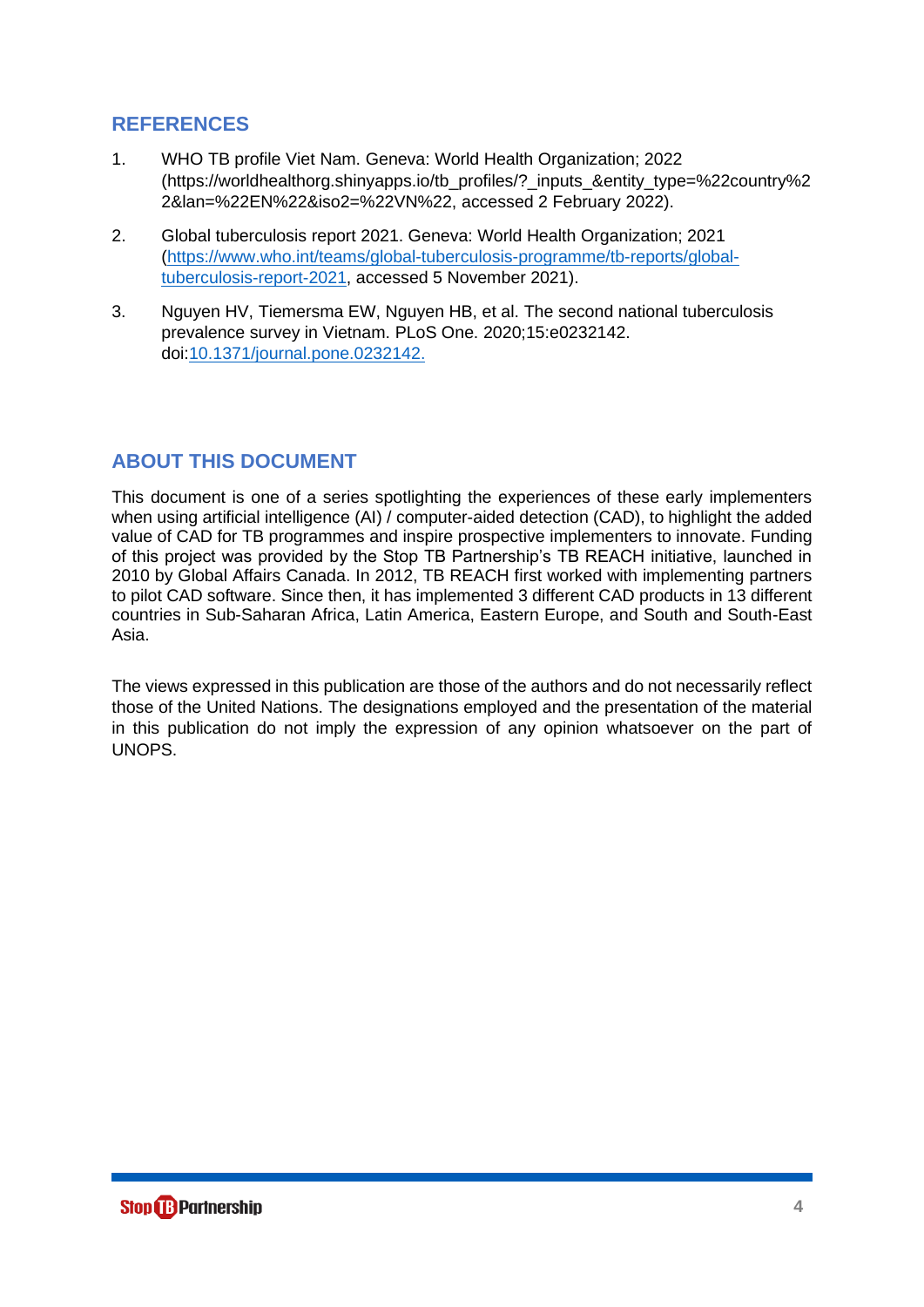## REFERENCES

1. WHO TB profile Viet Nam. Geneva: World Health Organization; 2022 (https://worldhealthorg.shinyapps.io/tb_profiles/?_inputs_&entity_type=%22country%22&lan=%22EN%22&iso2=%22VN%22, accessed 2 February 2022).

2. Global tuberculosis report 2021. Geneva: World Health Organization; 2021 (https://www.who.int/teams/global-tuberculosis-programme/tb-reports/global-tuberculosis-report-2021, accessed 5 November 2021).

3. Nguyen HV, Tiemersma EW, Nguyen HB, et al. The second national tuberculosis prevalence survey in Vietnam. PLoS One. 2020;15:e0232142. doi:10.1371/journal.pone.0232142.

## ABOUT THIS DOCUMENT

This document is one of a series spotlighting the experiences of these early implementers when using artificial intelligence (AI) / computer-aided detection (CAD), to highlight the added value of CAD for TB programmes and inspire prospective implementers to innovate. Funding of this project was provided by the Stop TB Partnership's TB REACH initiative, launched in 2010 by Global Affairs Canada. In 2012, TB REACH first worked with implementing partners to pilot CAD software. Since then, it has implemented 3 different CAD products in 13 different countries in Sub-Saharan Africa, Latin America, Eastern Europe, and South and South-East Asia.

The views expressed in this publication are those of the authors and do not necessarily reflect those of the United Nations. The designations employed and the presentation of the material in this publication do not imply the expression of any opinion whatsoever on the part of UNOPS.